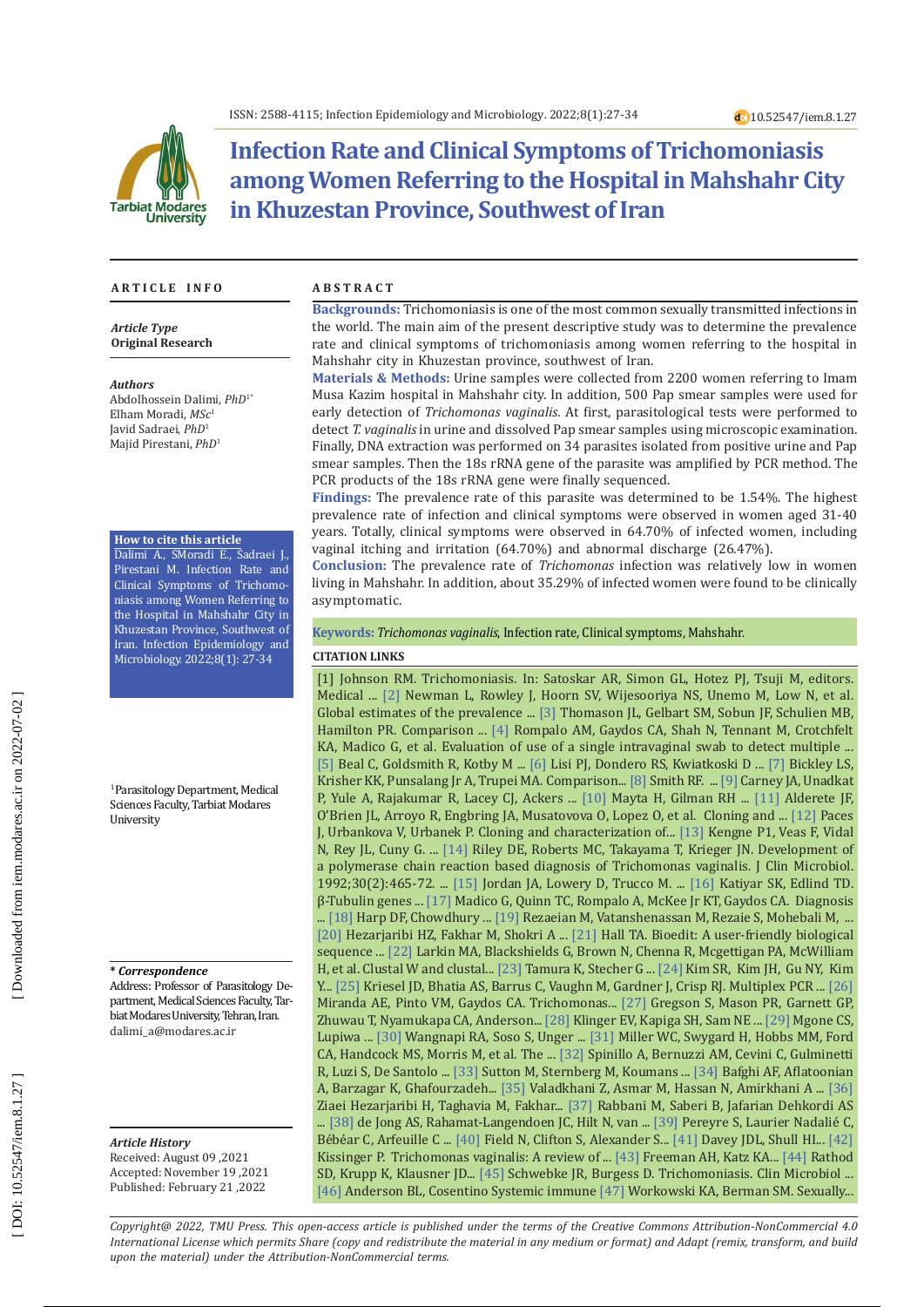ISSN: 2588-4115; Infection Epidemiology and Microbiology. 2022;8(1):27-34

10.52547/iem.8.1.27

# Infection Rate and Clinical Symptoms of Trichomoniasis among Women Referring to the Hospital in Mahshahr City in Khuzestan Province, Southwest of Iran

## ARTICLE INFO

*Article Type*
**Original Research**

*Authors*
Abdolhossein Dalimi, *PhD*[1*]
Elham Moradi, *MSc*[1]
Javid Sadraei, *PhD*[1]
Majid Pirestani, *PhD*[1]

**How to cite this article**
Dalimi A., SMoradi E., Sadraei J., Pirestani M. Infection Rate and Clinical Symptoms of Trichomoniasis among Women Referring to the Hospital in Mahshahr City in Khuzestan Province, Southwest of Iran. Infection Epidemiology and Microbiology. 2022;8(1): 27-34

[1]Parasitology Department, Medical Sciences Faculty, Tarbiat Modares University

**\* *Correspondence***
Address: Professor of Parasitology Department, Medical Sciences Faculty, Tarbiat Modares University, Tehran, Iran.
dalimi_a@modares.ac.ir

*Article History*
Received: August 09 ,2021
Accepted: November 19 ,2021
Published: February 21 ,2022

## ABSTRACT

**Backgrounds:** Trichomoniasis is one of the most common sexually transmitted infections in the world. The main aim of the present descriptive study was to determine the prevalence rate and clinical symptoms of trichomoniasis among women referring to the hospital in Mahshahr city in Khuzestan province, southwest of Iran.

**Materials & Methods:** Urine samples were collected from 2200 women referring to Imam Musa Kazim hospital in Mahshahr city. In addition, 500 Pap smear samples were used for early detection of *Trichomonas vaginalis*. At first, parasitological tests were performed to detect *T. vaginalis* in urine and dissolved Pap smear samples using microscopic examination. Finally, DNA extraction was performed on 34 parasites isolated from positive urine and Pap smear samples. Then the 18s rRNA gene of the parasite was amplified by PCR method. The PCR products of the 18s rRNA gene were finally sequenced.

**Findings:** The prevalence rate of this parasite was determined to be 1.54%. The highest prevalence rate of infection and clinical symptoms were observed in women aged 31-40 years. Totally, clinical symptoms were observed in 64.70% of infected women, including vaginal itching and irritation (64.70%) and abnormal discharge (26.47%).

**Conclusion:** The prevalence rate of *Trichomonas* infection was relatively low in women living in Mahshahr. In addition, about 35.29% of infected women were found to be clinically asymptomatic.

**Keywords:** *Trichomonas vaginalis*, Infection rate, Clinical symptoms, Mahshahr.

### CITATION LINKS

[1] Johnson RM. Trichomoniasis. In: Satoskar AR, Simon GL, Hotez PJ, Tsuji M, editors. Medical ... [2] Newman L, Rowley J, Hoorn SV, Wijesooriya NS, Unemo M, Low N, et al. Global estimates of the prevalence ... [3] Thomason JL, Gelbart SM, Sobun JF, Schulien MB, Hamilton PR. Comparison ... [4] Rompalo AM, Gaydos CA, Shah N, Tennant M, Crotchfelt KA, Madico G, et al. Evaluation of use of a single intravaginal swab to detect multiple ... [5] Beal C, Goldsmith R, Kotby M ... [6] Lisi PJ, Dondero RS, Kwiatkoski D ... [7] Bickley LS, Krisher KK, Punsalang Jr A, Trupei MA. Comparison... [8] Smith RF. ... [9] Carney JA, Unadkat P, Yule A, Rajakumar R, Lacey CJ, Ackers ... [10] Mayta H, Gilman RH ... [11] Alderete JF, O'Brien JL, Arroyo R, Engbring JA, Musatovova O, Lopez O, et al. Cloning and ... [12] Paces J, Urbankova V, Urbanek P. Cloning and characterization of... [13] Kengne P1, Veas F, Vidal N, Rey JL, Cuny G. ... [14] Riley DE, Roberts MC, Takayama T, Krieger JN. Development of a polymerase chain reaction based diagnosis of Trichomonas vaginalis. J Clin Microbiol. 1992;30(2):465-72. ... [15] Jordan JA, Lowery D, Trucco M. ... [16] Katiyar SK, Edlind TD. β-Tubulin genes ... [17] Madico G, Quinn TC, Rompalo A, McKee Jr KT, Gaydos CA. Diagnosis ... [18] Harp DF, Chowdhury ... [19] Rezaeian M, Vatanshenassan M, Rezaie S, Mohebali M, ... [20] Hezarjaribi HZ, Fakhar M, Shokri A ... [21] Hall TA. Bioedit: A user-friendly biological sequence ... [22] Larkin MA, Blackshields G, Brown N, Chenna R, Mcgettigan PA, McWilliam H, et al. Clustal W and clustal... [23] Tamura K, Stecher G ... [24] Kim SR, Kim JH, Gu NY, Kim Y... [25] Kriesel JD, Bhatia AS, Barrus C, Vaughn M, Gardner J, Crisp RJ. Multiplex PCR ... [26] Miranda AE, Pinto VM, Gaydos CA. Trichomonas... [27] Gregson S, Mason PR, Garnett GP, Zhuwau T, Nyamukapa CA, Anderson... [28] Klinger EV, Kapiga SH, Sam NE ... [29] Mgone CS, Lupiwa ... [30] Wangnapi RA, Soso S, Unger ... [31] Miller WC, Swygard H, Hobbs MM, Ford CA, Handcock MS, Morris M, et al. The ... [32] Spinillo A, Bernuzzi AM, Cevini C, Gulminetti R, Luzi S, De Santolo ... [33] Sutton M, Sternberg M, Koumans ... [34] Bafghi AF, Aflatoonian A, Barzagar K, Ghafourzadeh... [35] Valadkhani Z, Asmar M, Hassan N, Amirkhani A ... [36] Ziaei Hezarjaribi H, Taghavia M, Fakhar... [37] Rabbani M, Saberi B, Jafarian Dehkordi AS ... [38] de Jong AS, Rahamat-Langendoen JC, Hilt N, van ... [39] Pereyre S, Laurier Nadalié C, Bébéar C, Arfeuille C ... [40] Field N, Clifton S, Alexander S... [41] Davey JDL, Shull HI... [42] Kissinger P. Trichomonas vaginalis: A review of ... [43] Freeman AH, Katz KA... [44] Rathod SD, Krupp K, Klausner JD... [45] Schwebke JR, Burgess D. Trichomoniasis. Clin Microbiol ... [46] Anderson BL, Cosentino Systemic immune [47] Workowski KA, Berman SM. Sexually...

*Copyright@ 2022, TMU Press. This open-access article is published under the terms of the Creative Commons Attribution-NonCommercial 4.0 International License which permits Share (copy and redistribute the material in any medium or format) and Adapt (remix, transform, and build upon the material) under the Attribution-NonCommercial terms.*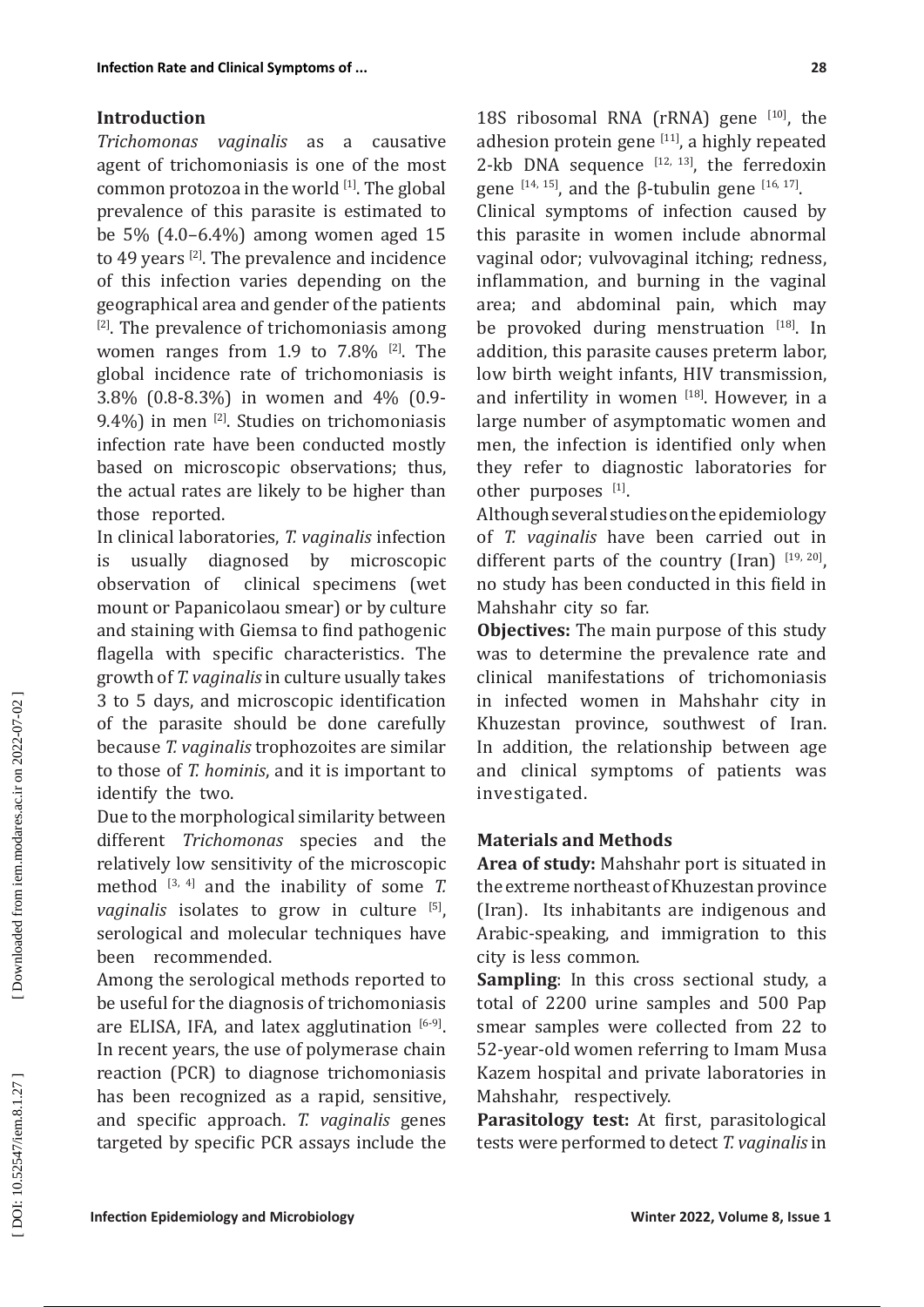## Introduction

*Trichomonas vaginalis* as a causative agent of trichomoniasis is one of the most common protozoa in the world [1]. The global prevalence of this parasite is estimated to be 5% (4.0–6.4%) among women aged 15 to 49 years [2]. The prevalence and incidence of this infection varies depending on the geographical area and gender of the patients [2]. The prevalence of trichomoniasis among women ranges from 1.9 to 7.8% [2]. The global incidence rate of trichomoniasis is 3.8% (0.8-8.3%) in women and 4% (0.9-9.4%) in men [2]. Studies on trichomoniasis infection rate have been conducted mostly based on microscopic observations; thus, the actual rates are likely to be higher than those reported.

In clinical laboratories, *T. vaginalis* infection is usually diagnosed by microscopic observation of clinical specimens (wet mount or Papanicolaou smear) or by culture and staining with Giemsa to find pathogenic flagella with specific characteristics. The growth of *T. vaginalis* in culture usually takes 3 to 5 days, and microscopic identification of the parasite should be done carefully because *T. vaginalis* trophozoites are similar to those of *T. hominis*, and it is important to identify the two.

Due to the morphological similarity between different *Trichomonas* species and the relatively low sensitivity of the microscopic method [3, 4] and the inability of some *T. vaginalis* isolates to grow in culture [5], serological and molecular techniques have been recommended.

Among the serological methods reported to be useful for the diagnosis of trichomoniasis are ELISA, IFA, and latex agglutination [6-9]. In recent years, the use of polymerase chain reaction (PCR) to diagnose trichomoniasis has been recognized as a rapid, sensitive, and specific approach. *T. vaginalis* genes targeted by specific PCR assays include the 18S ribosomal RNA (rRNA) gene [10], the adhesion protein gene [11], a highly repeated 2-kb DNA sequence [12, 13], the ferredoxin gene [14, 15], and the β-tubulin gene [16, 17].

Clinical symptoms of infection caused by this parasite in women include abnormal vaginal odor; vulvovaginal itching; redness, inflammation, and burning in the vaginal area; and abdominal pain, which may be provoked during menstruation [18]. In addition, this parasite causes preterm labor, low birth weight infants, HIV transmission, and infertility in women [18]. However, in a large number of asymptomatic women and men, the infection is identified only when they refer to diagnostic laboratories for other purposes [1].

Although several studies on the epidemiology of *T. vaginalis* have been carried out in different parts of the country (Iran) [19, 20], no study has been conducted in this field in Mahshahr city so far.

**Objectives:** The main purpose of this study was to determine the prevalence rate and clinical manifestations of trichomoniasis in infected women in Mahshahr city in Khuzestan province, southwest of Iran. In addition, the relationship between age and clinical symptoms of patients was investigated.

## Materials and Methods

**Area of study:** Mahshahr port is situated in the extreme northeast of Khuzestan province (Iran). Its inhabitants are indigenous and Arabic-speaking, and immigration to this city is less common.

**Sampling**: In this cross sectional study, a total of 2200 urine samples and 500 Pap smear samples were collected from 22 to 52-year-old women referring to Imam Musa Kazem hospital and private laboratories in Mahshahr, respectively.

**Parasitology test:** At first, parasitological tests were performed to detect *T. vaginalis* in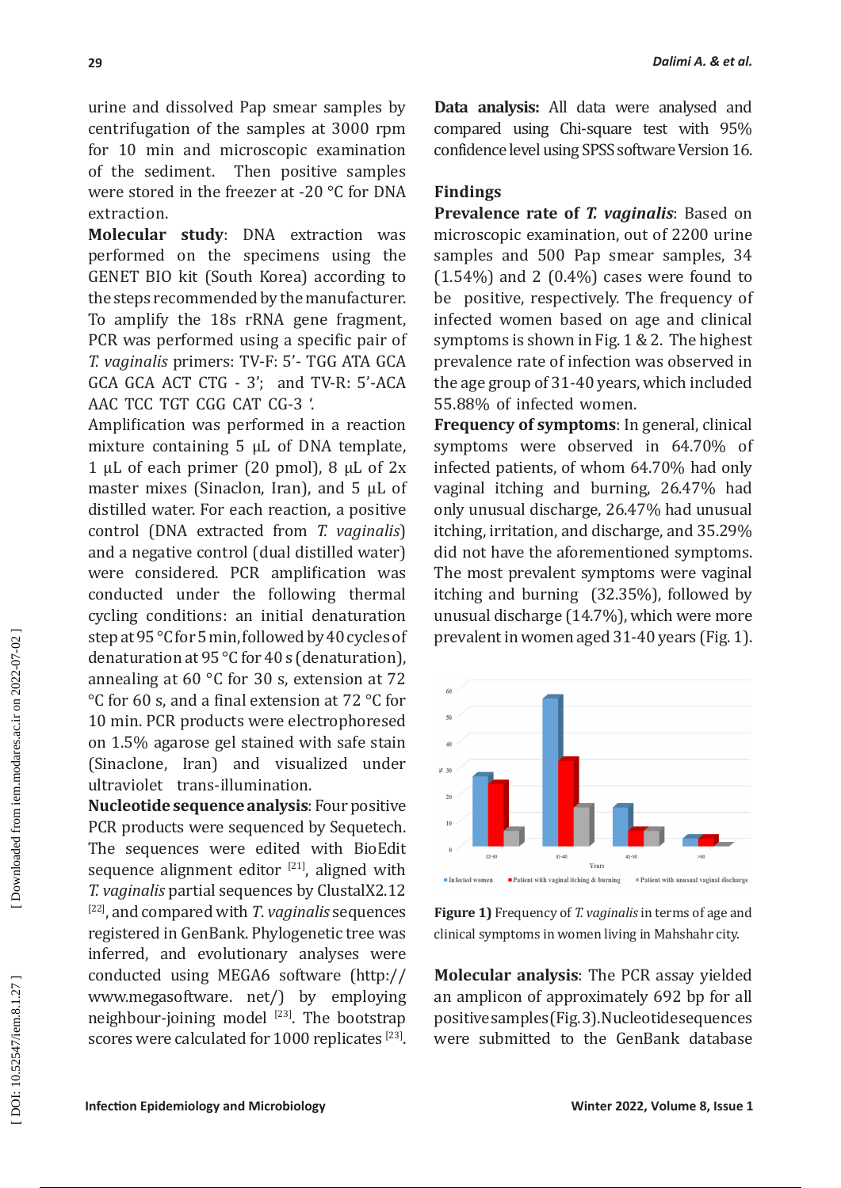urine and dissolved Pap smear samples by centrifugation of the samples at 3000 rpm for 10 min and microscopic examination of the sediment. Then positive samples were stored in the freezer at -20 °C for DNA extraction.

**Molecular study**: DNA extraction was performed on the specimens using the GENET BIO kit (South Korea) according to the steps recommended by the manufacturer. To amplify the 18s rRNA gene fragment, PCR was performed using a specific pair of *T. vaginalis* primers: TV-F: 5'- TGG ATA GCA GCA GCA ACT CTG - 3'; and TV-R: 5'-ACA AAC TCC TGT CGG CAT CG-3 '.

Amplification was performed in a reaction mixture containing 5 µL of DNA template, 1 µL of each primer (20 pmol), 8 µL of 2x master mixes (Sinaclon, Iran), and 5 µL of distilled water. For each reaction, a positive control (DNA extracted from *T. vaginalis*) and a negative control (dual distilled water) were considered. PCR amplification was conducted under the following thermal cycling conditions: an initial denaturation step at 95 °C for 5 min, followed by 40 cycles of denaturation at 95 °C for 40 s (denaturation), annealing at 60 °C for 30 s, extension at 72 °C for 60 s, and a final extension at 72 °C for 10 min. PCR products were electrophoresed on 1.5% agarose gel stained with safe stain (Sinaclone, Iran) and visualized under ultraviolet trans-illumination.

**Nucleotide sequence analysis**: Four positive PCR products were sequenced by Sequetech. The sequences were edited with BioEdit sequence alignment editor [21], aligned with *T. vaginalis* partial sequences by ClustalX2.12 [22], and compared with *T. vaginalis* sequences registered in GenBank. Phylogenetic tree was inferred, and evolutionary analyses were conducted using MEGA6 software (http://www.megasoftware. net/) by employing neighbour-joining model [23]. The bootstrap scores were calculated for 1000 replicates [23].

**Data analysis:** All data were analysed and compared using Chi-square test with 95% confidence level using SPSS software Version 16.

## Findings

**Prevalence rate of *T. vaginalis***: Based on microscopic examination, out of 2200 urine samples and 500 Pap smear samples, 34 (1.54%) and 2 (0.4%) cases were found to be positive, respectively. The frequency of infected women based on age and clinical symptoms is shown in Fig. 1 & 2. The highest prevalence rate of infection was observed in the age group of 31-40 years, which included 55.88% of infected women.

**Frequency of symptoms**: In general, clinical symptoms were observed in 64.70% of infected patients, of whom 64.70% had only vaginal itching and burning, 26.47% had only unusual discharge, 26.47% had unusual itching, irritation, and discharge, and 35.29% did not have the aforementioned symptoms. The most prevalent symptoms were vaginal itching and burning (32.35%), followed by unusual discharge (14.7%), which were more prevalent in women aged 31-40 years (Fig. 1).

**Figure 1)** Frequency of *T. vaginalis* in terms of age and clinical symptoms in women living in Mahshahr city.

**Molecular analysis**: The PCR assay yielded an amplicon of approximately 692 bp for all positive samples (Fig. 3). Nucleotide sequences were submitted to the GenBank database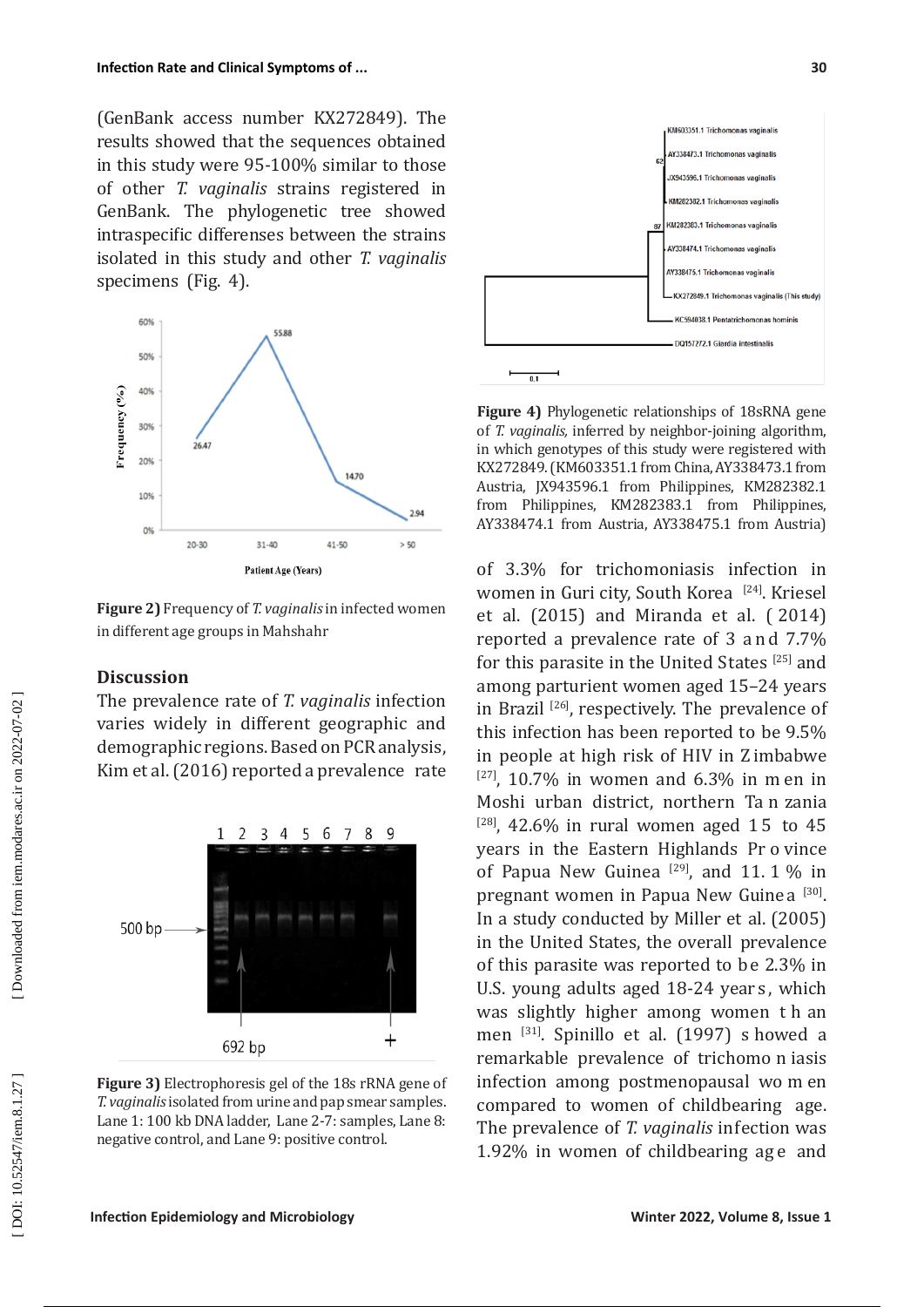(GenBank access number KX272849). The results showed that the sequences obtained in this study were 95-100% similar to those of other *T. vaginalis* strains registered in GenBank. The phylogenetic tree showed intraspecific differenses between the strains isolated in this study and other *T. vaginalis* specimens (Fig. 4).

**Figure 2)** Frequency of *T. vaginalis* in infected women in different age groups in Mahshahr

## Discussion

The prevalence rate of *T. vaginalis* infection varies widely in different geographic and demographic regions. Based on PCR analysis, Kim et al. (2016) reported a prevalence rate of 3.3% for trichomoniasis infection in women in Guri city, South Korea [24]. Kriesel et al. (2015) and Miranda et al. (2014) reported a prevalence rate of 3 and 7.7% for this parasite in the United States [25] and among parturient women aged 15–24 years in Brazil [26], respectively. The prevalence of this infection has been reported to be 9.5% in people at high risk of HIV in Zimbabwe [27], 10.7% in women and 6.3% in men in Moshi urban district, northern Tanzania [28], 42.6% in rural women aged 15 to 45 years in the Eastern Highlands Province of Papua New Guinea [29], and 11.1% in pregnant women in Papua New Guinea [30]. In a study conducted by Miller et al. (2005) in the United States, the overall prevalence of this parasite was reported to be 2.3% in U.S. young adults aged 18-24 years, which was slightly higher among women than men [31]. Spinillo et al. (1997) showed a remarkable prevalence of trichomoniasis infection among postmenopausal women compared to women of childbearing age. The prevalence of *T. vaginalis* infection was 1.92% in women of childbearing age and

**Figure 3)** Electrophoresis gel of the 18s rRNA gene of *T. vaginalis* isolated from urine and pap smear samples. Lane 1: 100 kb DNA ladder, Lane 2-7: samples, Lane 8: negative control, and Lane 9: positive control.

**Figure 4)** Phylogenetic relationships of 18sRNA gene of *T. vaginalis,* inferred by neighbor-joining algorithm, in which genotypes of this study were registered with KX272849. (KM603351.1 from China, AY338473.1 from Austria, JX943596.1 from Philippines, KM282382.1 from Philippines, KM282383.1 from Philippines, AY338474.1 from Austria, AY338475.1 from Austria)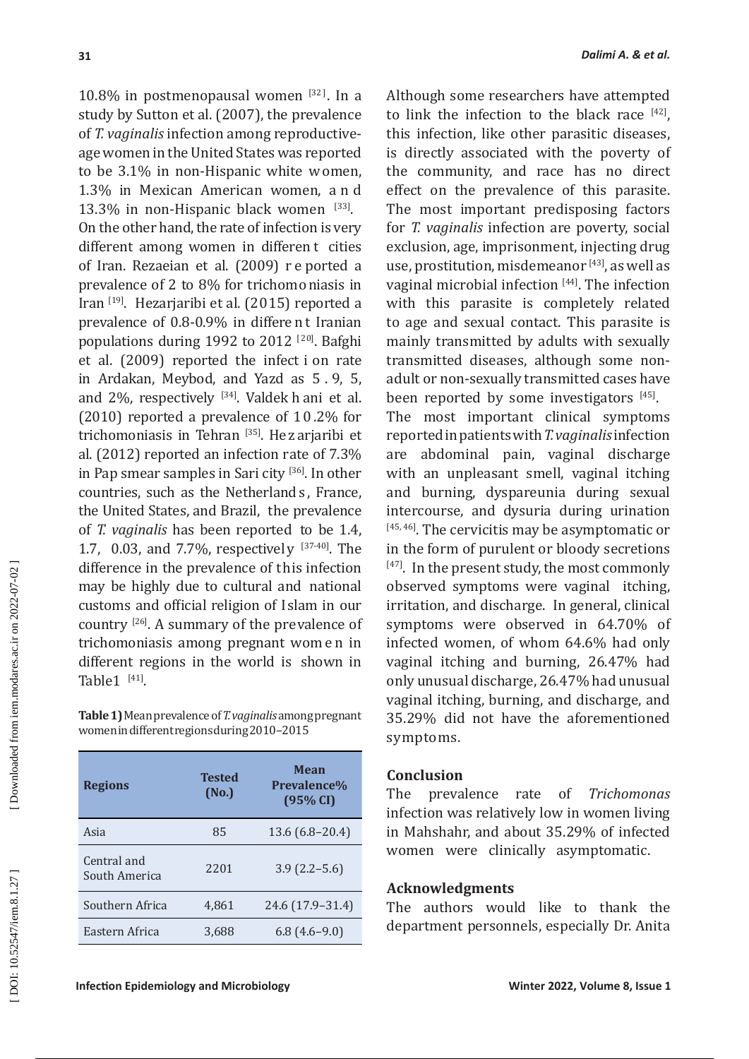10.8% in postmenopausal women [32]. In a study by Sutton et al. (2007), the prevalence of *T. vaginalis* infection among reproductive-age women in the United States was reported to be 3.1% in non-Hispanic white women, 1.3% in Mexican American women, and 13.3% in non-Hispanic black women [33].

On the other hand, the rate of infection is very different among women in different cities of Iran. Rezaeian et al. (2009) reported a prevalence of 2 to 8% for trichomoniasis in Iran [19]. Hezarjaribi et al. (2015) reported a prevalence of 0.8-0.9% in different Iranian populations during 1992 to 2012 [20]. Bafghi et al. (2009) reported the infection rate in Ardakan, Meybod, and Yazd as 5.9, 5, and 2%, respectively [34]. Valdekhani et al. (2010) reported a prevalence of 10.2% for trichomoniasis in Tehran [35]. Hezarjaribi et al. (2012) reported an infection rate of 7.3% in Pap smear samples in Sari city [36]. In other countries, such as the Netherlands, France, the United States, and Brazil, the prevalence of *T. vaginalis* has been reported to be 1.4, 1.7, 0.03, and 7.7%, respectively [37-40]. The difference in the prevalence of this infection may be highly due to cultural and national customs and official religion of Islam in our country [26]. A summary of the prevalence of trichomoniasis among pregnant women in different regions in the world is shown in Table1 [41].

**Table 1)** Mean prevalence of *T. vaginalis* among pregnant women in different regions during 2010–2015

| Regions | Tested (No.) | Mean Prevalence% (95% CI) |
|---|---|---|
| Asia | 85 | 13.6 (6.8–20.4) |
| Central and South America | 2201 | 3.9 (2.2–5.6) |
| Southern Africa | 4,861 | 24.6 (17.9–31.4) |
| Eastern Africa | 3,688 | 6.8 (4.6–9.0) |

Although some researchers have attempted to link the infection to the black race [42], this infection, like other parasitic diseases, is directly associated with the poverty of the community, and race has no direct effect on the prevalence of this parasite. The most important predisposing factors for *T. vaginalis* infection are poverty, social exclusion, age, imprisonment, injecting drug use, prostitution, misdemeanor [43], as well as vaginal microbial infection [44]. The infection with this parasite is completely related to age and sexual contact. This parasite is mainly transmitted by adults with sexually transmitted diseases, although some non-adult or non-sexually transmitted cases have been reported by some investigators [45].

The most important clinical symptoms reported in patients with *T. vaginalis* infection are abdominal pain, vaginal discharge with an unpleasant smell, vaginal itching and burning, dyspareunia during sexual intercourse, and dysuria during urination [45, 46]. The cervicitis may be asymptomatic or in the form of purulent or bloody secretions [47]. In the present study, the most commonly observed symptoms were vaginal itching, irritation, and discharge. In general, clinical symptoms were observed in 64.70% of infected women, of whom 64.6% had only vaginal itching and burning, 26.47% had only unusual discharge, 26.47% had unusual vaginal itching, burning, and discharge, and 35.29% did not have the aforementioned symptoms.

## Conclusion

The prevalence rate of *Trichomonas* infection was relatively low in women living in Mahshahr, and about 35.29% of infected women were clinically asymptomatic.

## Acknowledgments

The authors would like to thank the department personnels, especially Dr. Anita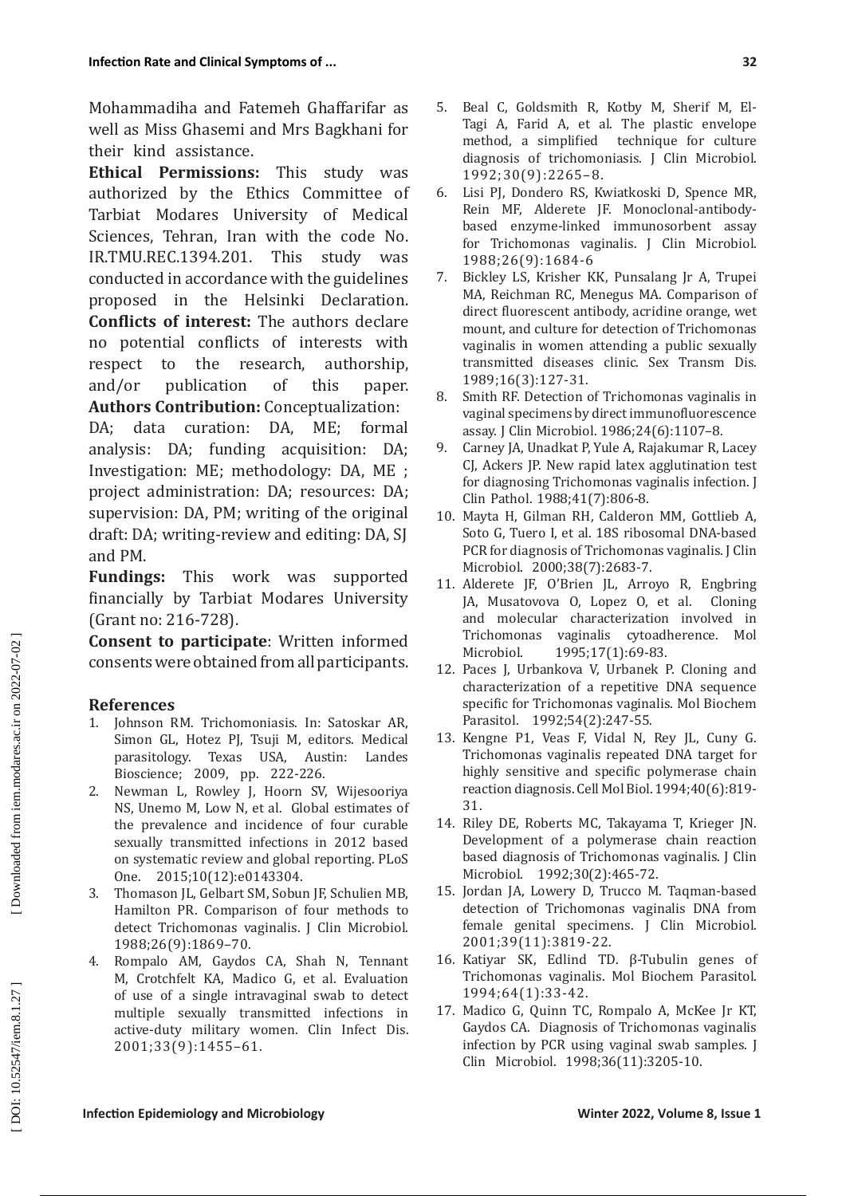Mohammadiha and Fatemeh Ghaffarifar as well as Miss Ghasemi and Mrs Bagkhani for their kind assistance.

**Ethical Permissions:** This study was authorized by the Ethics Committee of Tarbiat Modares University of Medical Sciences, Tehran, Iran with the code No. IR.TMU.REC.1394.201. This study was conducted in accordance with the guidelines proposed in the Helsinki Declaration.

**Conflicts of interest:** The authors declare no potential conflicts of interests with respect to the research, authorship, and/or publication of this paper.

**Authors Contribution:** Conceptualization: DA; data curation: DA, ME; formal analysis: DA; funding acquisition: DA; Investigation: ME; methodology: DA, ME ; project administration: DA; resources: DA; supervision: DA, PM; writing of the original draft: DA; writing-review and editing: DA, SJ and PM.

**Fundings:** This work was supported financially by Tarbiat Modares University (Grant no: 216-728).

**Consent to participate**: Written informed consents were obtained from all participants.

## References

1. Johnson RM. Trichomoniasis. In: Satoskar AR, Simon GL, Hotez PJ, Tsuji M, editors. Medical parasitology. Texas USA, Austin: Landes Bioscience; 2009, pp. 222-226.
2. Newman L, Rowley J, Hoorn SV, Wijesooriya NS, Unemo M, Low N, et al. Global estimates of the prevalence and incidence of four curable sexually transmitted infections in 2012 based on systematic review and global reporting. PLoS One. 2015;10(12):e0143304.
3. Thomason JL, Gelbart SM, Sobun JF, Schulien MB, Hamilton PR. Comparison of four methods to detect Trichomonas vaginalis. J Clin Microbiol. 1988;26(9):1869–70.
4. Rompalo AM, Gaydos CA, Shah N, Tennant M, Crotchfelt KA, Madico G, et al. Evaluation of use of a single intravaginal swab to detect multiple sexually transmitted infections in active-duty military women. Clin Infect Dis. 2001;33(9):1455–61.
5. Beal C, Goldsmith R, Kotby M, Sherif M, El-Tagi A, Farid A, et al. The plastic envelope method, a simplified technique for culture diagnosis of trichomoniasis. J Clin Microbiol. 1992;30(9):2265–8.
6. Lisi PJ, Dondero RS, Kwiatkoski D, Spence MR, Rein MF, Alderete JF. Monoclonal-antibody-based enzyme-linked immunosorbent assay for Trichomonas vaginalis. J Clin Microbiol. 1988;26(9):1684-6
7. Bickley LS, Krisher KK, Punsalang Jr A, Trupei MA, Reichman RC, Menegus MA. Comparison of direct fluorescent antibody, acridine orange, wet mount, and culture for detection of Trichomonas vaginalis in women attending a public sexually transmitted diseases clinic. Sex Transm Dis. 1989;16(3):127-31.
8. Smith RF. Detection of Trichomonas vaginalis in vaginal specimens by direct immunofluorescence assay. J Clin Microbiol. 1986;24(6):1107–8.
9. Carney JA, Unadkat P, Yule A, Rajakumar R, Lacey CJ, Ackers JP. New rapid latex agglutination test for diagnosing Trichomonas vaginalis infection. J Clin Pathol. 1988;41(7):806-8.
10. Mayta H, Gilman RH, Calderon MM, Gottlieb A, Soto G, Tuero I, et al. 18S ribosomal DNA-based PCR for diagnosis of Trichomonas vaginalis. J Clin Microbiol. 2000;38(7):2683-7.
11. Alderete JF, O'Brien JL, Arroyo R, Engbring JA, Musatovova O, Lopez O, et al. Cloning and molecular characterization involved in Trichomonas vaginalis cytoadherence. Mol Microbiol. 1995;17(1):69-83.
12. Paces J, Urbankova V, Urbanek P. Cloning and characterization of a repetitive DNA sequence specific for Trichomonas vaginalis. Mol Biochem Parasitol. 1992;54(2):247-55.
13. Kengne P1, Veas F, Vidal N, Rey JL, Cuny G. Trichomonas vaginalis repeated DNA target for highly sensitive and specific polymerase chain reaction diagnosis. Cell Mol Biol. 1994;40(6):819-31.
14. Riley DE, Roberts MC, Takayama T, Krieger JN. Development of a polymerase chain reaction based diagnosis of Trichomonas vaginalis. J Clin Microbiol. 1992;30(2):465-72.
15. Jordan JA, Lowery D, Trucco M. Taqman-based detection of Trichomonas vaginalis DNA from female genital specimens. J Clin Microbiol. 2001;39(11):3819-22.
16. Katiyar SK, Edlind TD. β-Tubulin genes of Trichomonas vaginalis. Mol Biochem Parasitol. 1994;64(1):33-42.
17. Madico G, Quinn TC, Rompalo A, McKee Jr KT, Gaydos CA. Diagnosis of Trichomonas vaginalis infection by PCR using vaginal swab samples. J Clin Microbiol. 1998;36(11):3205-10.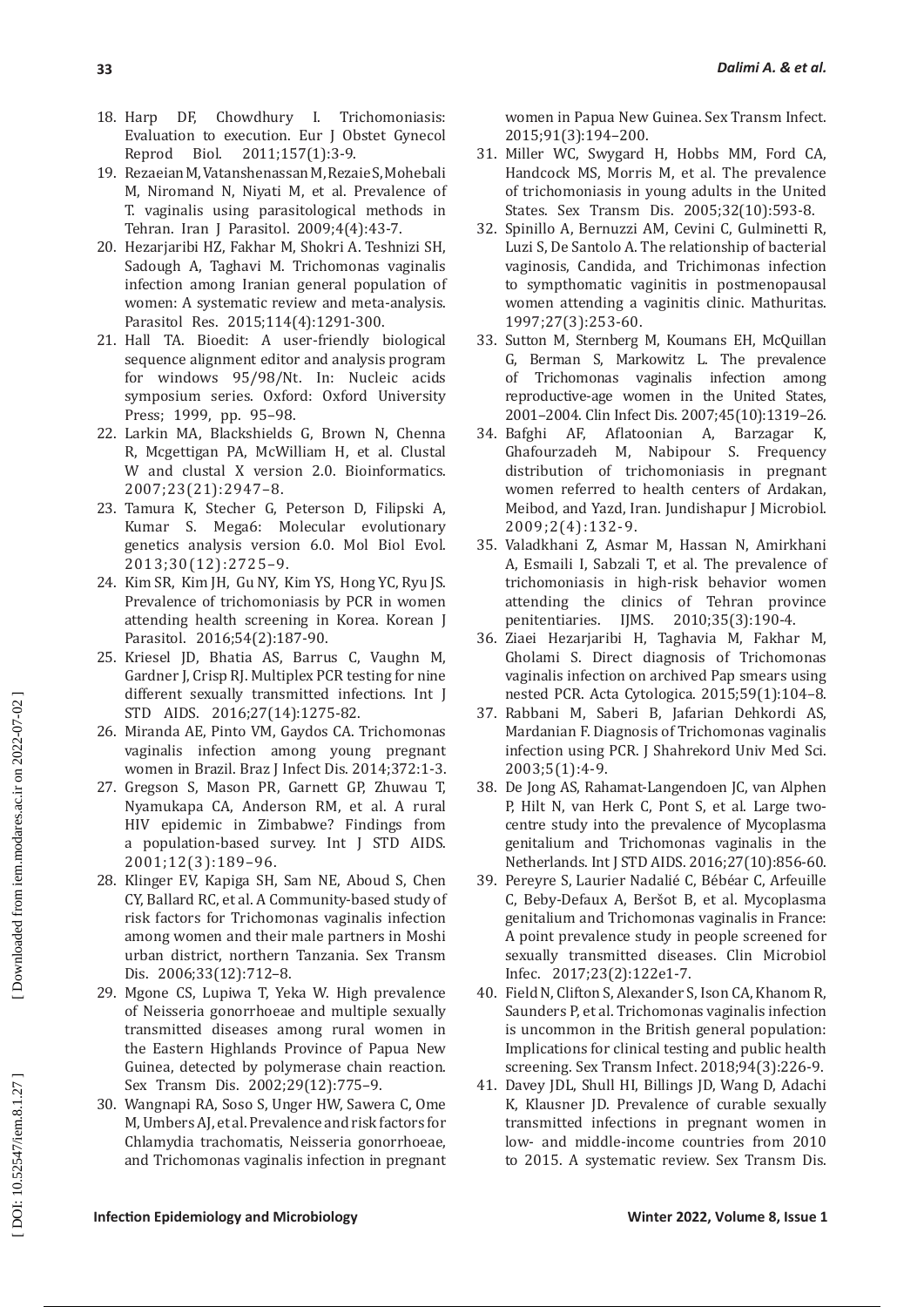18. Harp DF, Chowdhury I. Trichomoniasis: Evaluation to execution. Eur J Obstet Gynecol Reprod Biol. 2011;157(1):3-9.
19. Rezaeian M, Vatanshenassan M, Rezaie S, Mohebali M, Niromand N, Niyati M, et al. Prevalence of T. vaginalis using parasitological methods in Tehran. Iran J Parasitol. 2009;4(4):43-7.
20. Hezarjaribi HZ, Fakhar M, Shokri A. Teshnizi SH, Sadough A, Taghavi M. Trichomonas vaginalis infection among Iranian general population of women: A systematic review and meta-analysis. Parasitol Res. 2015;114(4):1291-300.
21. Hall TA. Bioedit: A user-friendly biological sequence alignment editor and analysis program for windows 95/98/Nt. In: Nucleic acids symposium series. Oxford: Oxford University Press; 1999, pp. 95–98.
22. Larkin MA, Blackshields G, Brown N, Chenna R, Mcgettigan PA, McWilliam H, et al. Clustal W and clustal X version 2.0. Bioinformatics. 2007;23(21):2947–8.
23. Tamura K, Stecher G, Peterson D, Filipski A, Kumar S. Mega6: Molecular evolutionary genetics analysis version 6.0. Mol Biol Evol. 2013;30(12):2725–9.
24. Kim SR, Kim JH, Gu NY, Kim YS, Hong YC, Ryu JS. Prevalence of trichomoniasis by PCR in women attending health screening in Korea. Korean J Parasitol. 2016;54(2):187-90.
25. Kriesel JD, Bhatia AS, Barrus C, Vaughn M, Gardner J, Crisp RJ. Multiplex PCR testing for nine different sexually transmitted infections. Int J STD AIDS. 2016;27(14):1275-82.
26. Miranda AE, Pinto VM, Gaydos CA. Trichomonas vaginalis infection among young pregnant women in Brazil. Braz J Infect Dis. 2014;372:1-3.
27. Gregson S, Mason PR, Garnett GP, Zhuwau T, Nyamukapa CA, Anderson RM, et al. A rural HIV epidemic in Zimbabwe? Findings from a population-based survey. Int J STD AIDS. 2001;12(3):189–96.
28. Klinger EV, Kapiga SH, Sam NE, Aboud S, Chen CY, Ballard RC, et al. A Community-based study of risk factors for Trichomonas vaginalis infection among women and their male partners in Moshi urban district, northern Tanzania. Sex Transm Dis. 2006;33(12):712–8.
29. Mgone CS, Lupiwa T, Yeka W. High prevalence of Neisseria gonorrhoeae and multiple sexually transmitted diseases among rural women in the Eastern Highlands Province of Papua New Guinea, detected by polymerase chain reaction. Sex Transm Dis. 2002;29(12):775–9.
30. Wangnapi RA, Soso S, Unger HW, Sawera C, Ome M, Umbers AJ, et al. Prevalence and risk factors for Chlamydia trachomatis, Neisseria gonorrhoeae, and Trichomonas vaginalis infection in pregnant women in Papua New Guinea. Sex Transm Infect. 2015;91(3):194–200.
31. Miller WC, Swygard H, Hobbs MM, Ford CA, Handcock MS, Morris M, et al. The prevalence of trichomoniasis in young adults in the United States. Sex Transm Dis. 2005;32(10):593-8.
32. Spinillo A, Bernuzzi AM, Cevini C, Gulminetti R, Luzi S, De Santolo A. The relationship of bacterial vaginosis, Candida, and Trichimonas infection to sympthomatic vaginitis in postmenopausal women attending a vaginitis clinic. Mathuritas. 1997;27(3):253-60.
33. Sutton M, Sternberg M, Koumans EH, McQuillan G, Berman S, Markowitz L. The prevalence of Trichomonas vaginalis infection among reproductive-age women in the United States, 2001–2004. Clin Infect Dis. 2007;45(10):1319–26.
34. Bafghi AF, Aflatoonian A, Barzagar K, Ghafourzadeh M, Nabipour S. Frequency distribution of trichomoniasis in pregnant women referred to health centers of Ardakan, Meibod, and Yazd, Iran. Jundishapur J Microbiol. 2009;2(4):132-9.
35. Valadkhani Z, Asmar M, Hassan N, Amirkhani A, Esmaili I, Sabzali T, et al. The prevalence of trichomoniasis in high-risk behavior women attending the clinics of Tehran province penitentiaries. IJMS. 2010;35(3):190-4.
36. Ziaei Hezarjaribi H, Taghavia M, Fakhar M, Gholami S. Direct diagnosis of Trichomonas vaginalis infection on archived Pap smears using nested PCR. Acta Cytologica. 2015;59(1):104–8.
37. Rabbani M, Saberi B, Jafarian Dehkordi AS, Mardanian F. Diagnosis of Trichomonas vaginalis infection using PCR. J Shahrekord Univ Med Sci. 2003;5(1):4-9.
38. De Jong AS, Rahamat-Langendoen JC, van Alphen P, Hilt N, van Herk C, Pont S, et al. Large two-centre study into the prevalence of Mycoplasma genitalium and Trichomonas vaginalis in the Netherlands. Int J STD AIDS. 2016;27(10):856-60.
39. Pereyre S, Laurier Nadalié C, Bébéar C, Arfeuille C, Beby-Defaux A, Beršot B, et al. Mycoplasma genitalium and Trichomonas vaginalis in France: A point prevalence study in people screened for sexually transmitted diseases. Clin Microbiol Infec. 2017;23(2):122e1-7.
40. Field N, Clifton S, Alexander S, Ison CA, Khanom R, Saunders P, et al. Trichomonas vaginalis infection is uncommon in the British general population: Implications for clinical testing and public health screening. Sex Transm Infect. 2018;94(3):226-9.
41. Davey JDL, Shull HI, Billings JD, Wang D, Adachi K, Klausner JD. Prevalence of curable sexually transmitted infections in pregnant women in low- and middle-income countries from 2010 to 2015. A systematic review. Sex Transm Dis.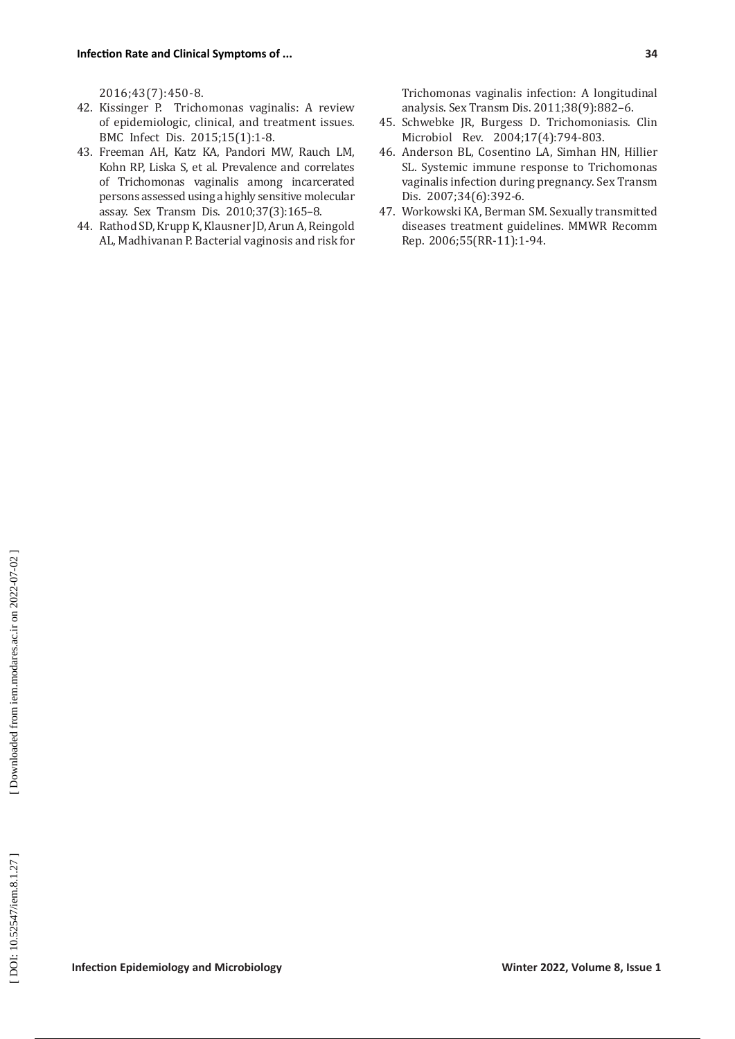2016;43(7):450-8.

42. Kissinger P. Trichomonas vaginalis: A review of epidemiologic, clinical, and treatment issues. BMC Infect Dis. 2015;15(1):1-8.
43. Freeman AH, Katz KA, Pandori MW, Rauch LM, Kohn RP, Liska S, et al. Prevalence and correlates of Trichomonas vaginalis among incarcerated persons assessed using a highly sensitive molecular assay. Sex Transm Dis. 2010;37(3):165–8.
44. Rathod SD, Krupp K, Klausner JD, Arun A, Reingold AL, Madhivanan P. Bacterial vaginosis and risk for Trichomonas vaginalis infection: A longitudinal analysis. Sex Transm Dis. 2011;38(9):882–6.
45. Schwebke JR, Burgess D. Trichomoniasis. Clin Microbiol Rev. 2004;17(4):794-803.
46. Anderson BL, Cosentino LA, Simhan HN, Hillier SL. Systemic immune response to Trichomonas vaginalis infection during pregnancy. Sex Transm Dis. 2007;34(6):392-6.
47. Workowski KA, Berman SM. Sexually transmitted diseases treatment guidelines. MMWR Recomm Rep. 2006;55(RR-11):1-94.